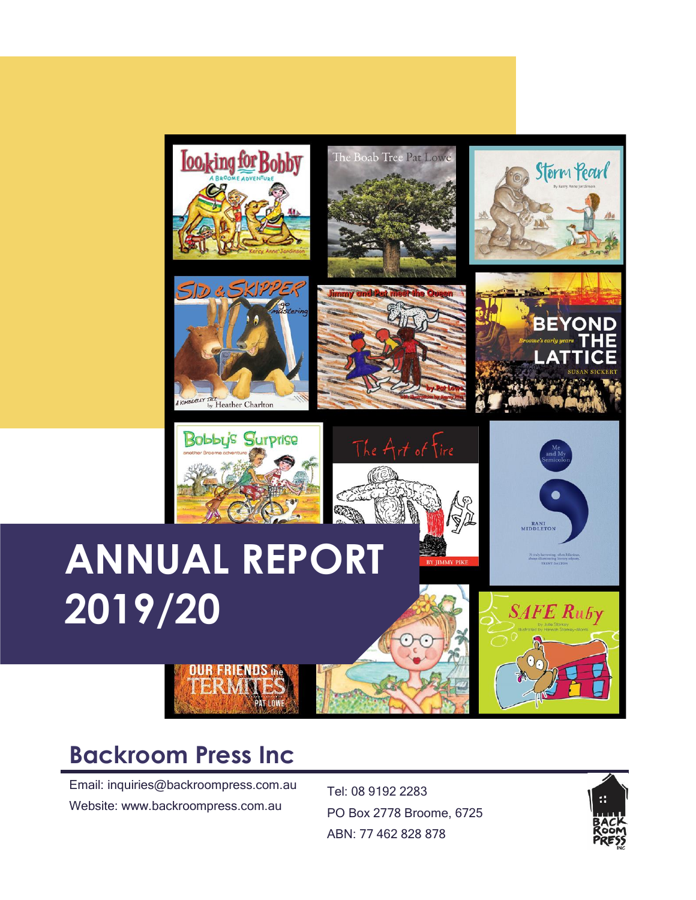# ANNUAL REPORT 2019/20

## Backroom Press Inc

Email: inquiries@backroompress.com.au
Website: www.backroompress.com.au

Tel: 08 9192 2283
PO Box 2778 Broome, 6725
ABN: 77 462 828 878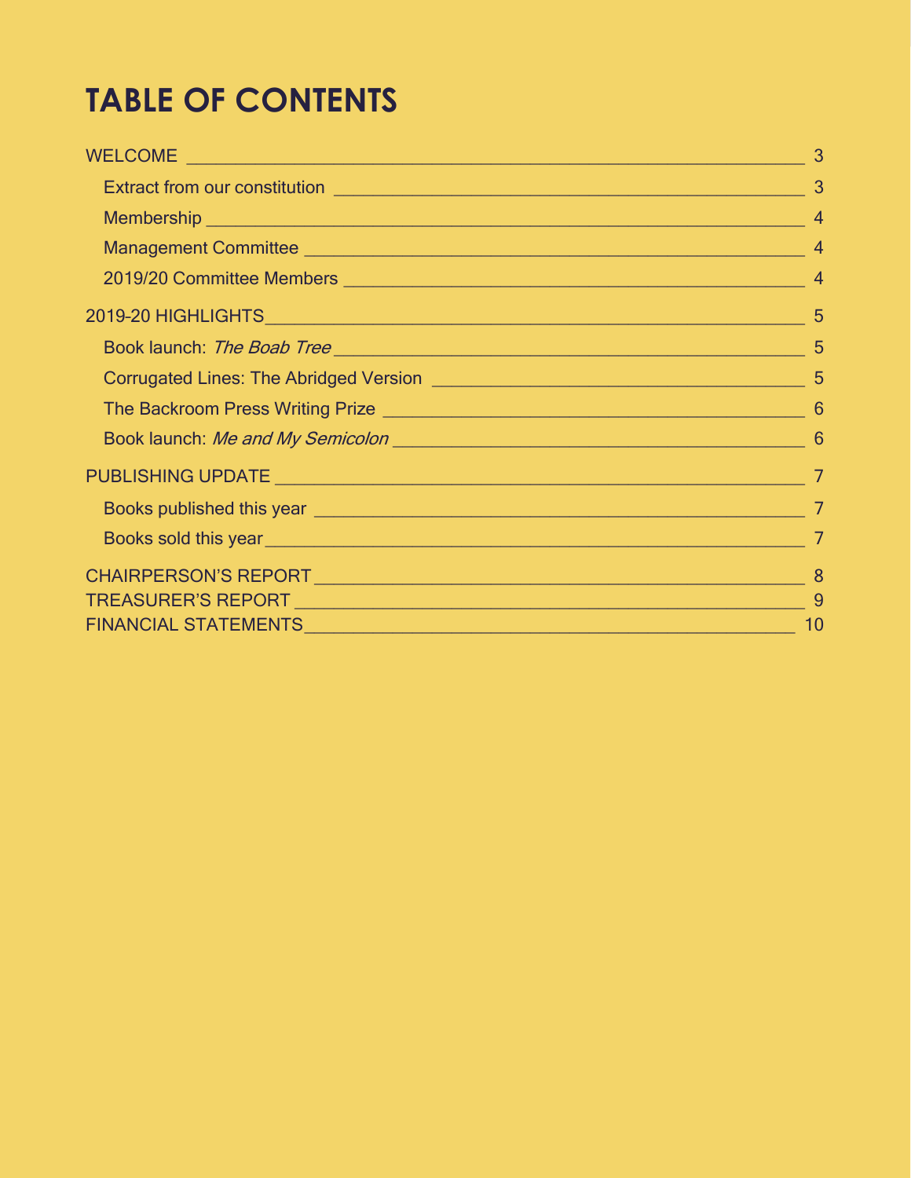# TABLE OF CONTENTS

- WELCOME — 3
  - Extract from our constitution — 3
  - Membership — 4
  - Management Committee — 4
  - 2019/20 Committee Members — 4
- 2019-20 HIGHLIGHTS — 5
  - Book launch: *The Boab Tree* — 5
  - Corrugated Lines: The Abridged Version — 5
  - The Backroom Press Writing Prize — 6
  - Book launch: *Me and My Semicolon* — 6
- PUBLISHING UPDATE — 7
  - Books published this year — 7
  - Books sold this year — 7
- CHAIRPERSON'S REPORT — 8
- TREASURER'S REPORT — 9
- FINANCIAL STATEMENTS — 10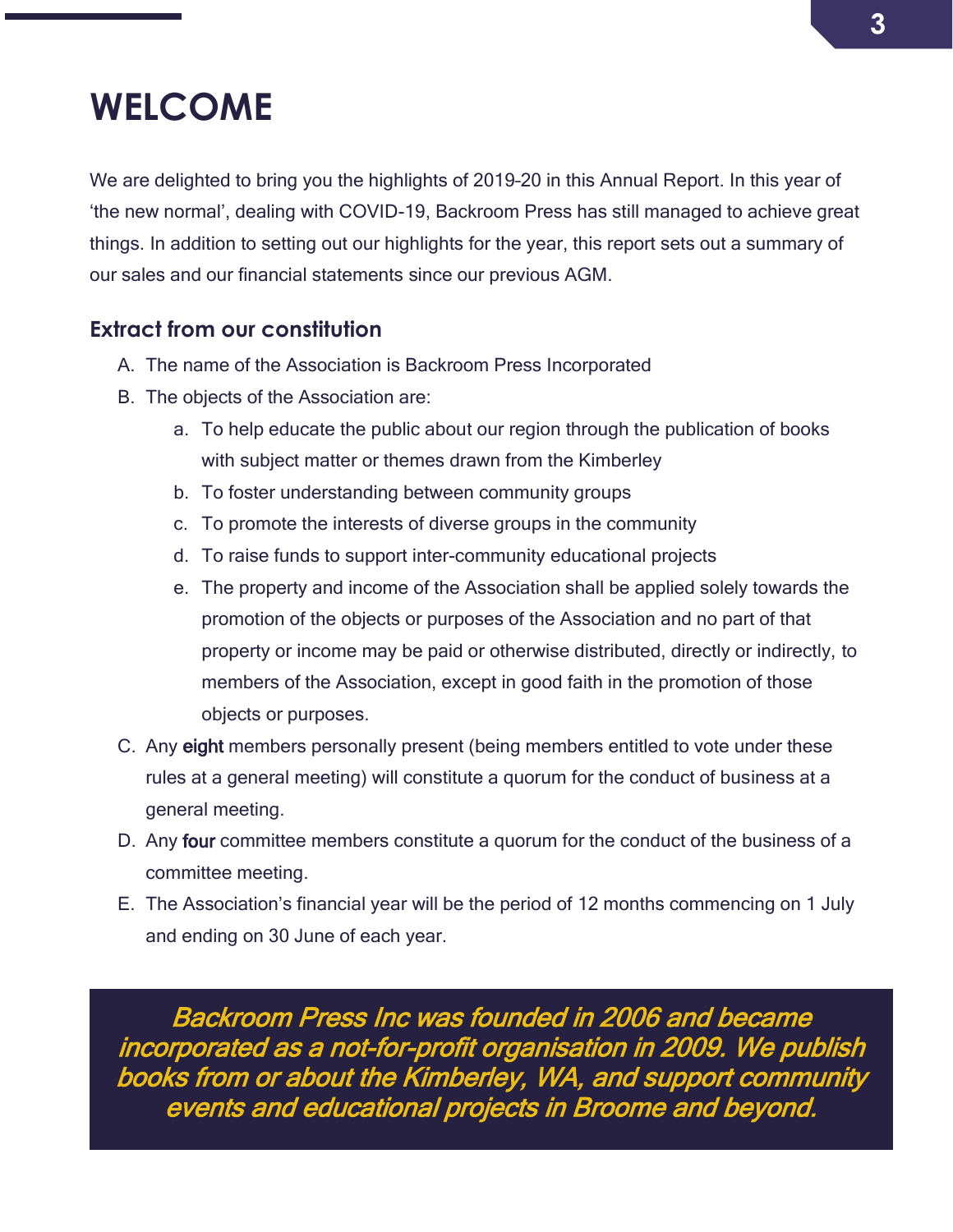# WELCOME

We are delighted to bring you the highlights of 2019-20 in this Annual Report. In this year of 'the new normal', dealing with COVID-19, Backroom Press has still managed to achieve great things. In addition to setting out our highlights for the year, this report sets out a summary of our sales and our financial statements since our previous AGM.

### Extract from our constitution

A. The name of the Association is Backroom Press Incorporated
B. The objects of the Association are:
   a. To help educate the public about our region through the publication of books with subject matter or themes drawn from the Kimberley
   b. To foster understanding between community groups
   c. To promote the interests of diverse groups in the community
   d. To raise funds to support inter-community educational projects
   e. The property and income of the Association shall be applied solely towards the promotion of the objects or purposes of the Association and no part of that property or income may be paid or otherwise distributed, directly or indirectly, to members of the Association, except in good faith in the promotion of those objects or purposes.
C. Any eight members personally present (being members entitled to vote under these rules at a general meeting) will constitute a quorum for the conduct of business at a general meeting.
D. Any four committee members constitute a quorum for the conduct of the business of a committee meeting.
E. The Association's financial year will be the period of 12 months commencing on 1 July and ending on 30 June of each year.

***Backroom Press Inc was founded in 2006 and became incorporated as a not-for-profit organisation in 2009. We publish books from or about the Kimberley, WA, and support community events and educational projects in Broome and beyond.***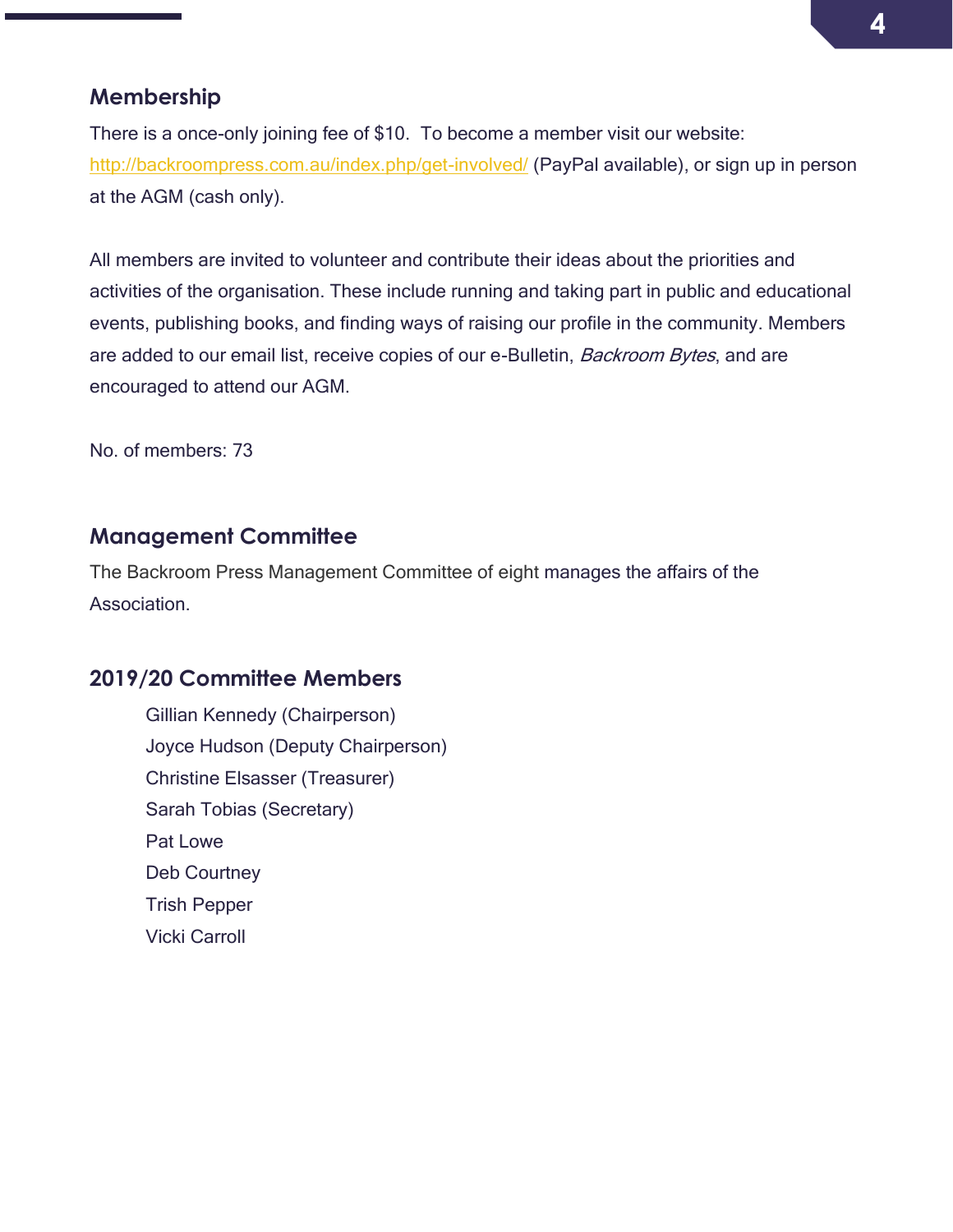## Membership

There is a once-only joining fee of $10. To become a member visit our website: http://backroompress.com.au/index.php/get-involved/ (PayPal available), or sign up in person at the AGM (cash only).

All members are invited to volunteer and contribute their ideas about the priorities and activities of the organisation. These include running and taking part in public and educational events, publishing books, and finding ways of raising our profile in the community. Members are added to our email list, receive copies of our e-Bulletin, *Backroom Bytes*, and are encouraged to attend our AGM.

No. of members: 73

## Management Committee

The Backroom Press Management Committee of eight manages the affairs of the Association.

## 2019/20 Committee Members

- Gillian Kennedy (Chairperson)
- Joyce Hudson (Deputy Chairperson)
- Christine Elsasser (Treasurer)
- Sarah Tobias (Secretary)
- Pat Lowe
- Deb Courtney
- Trish Pepper
- Vicki Carroll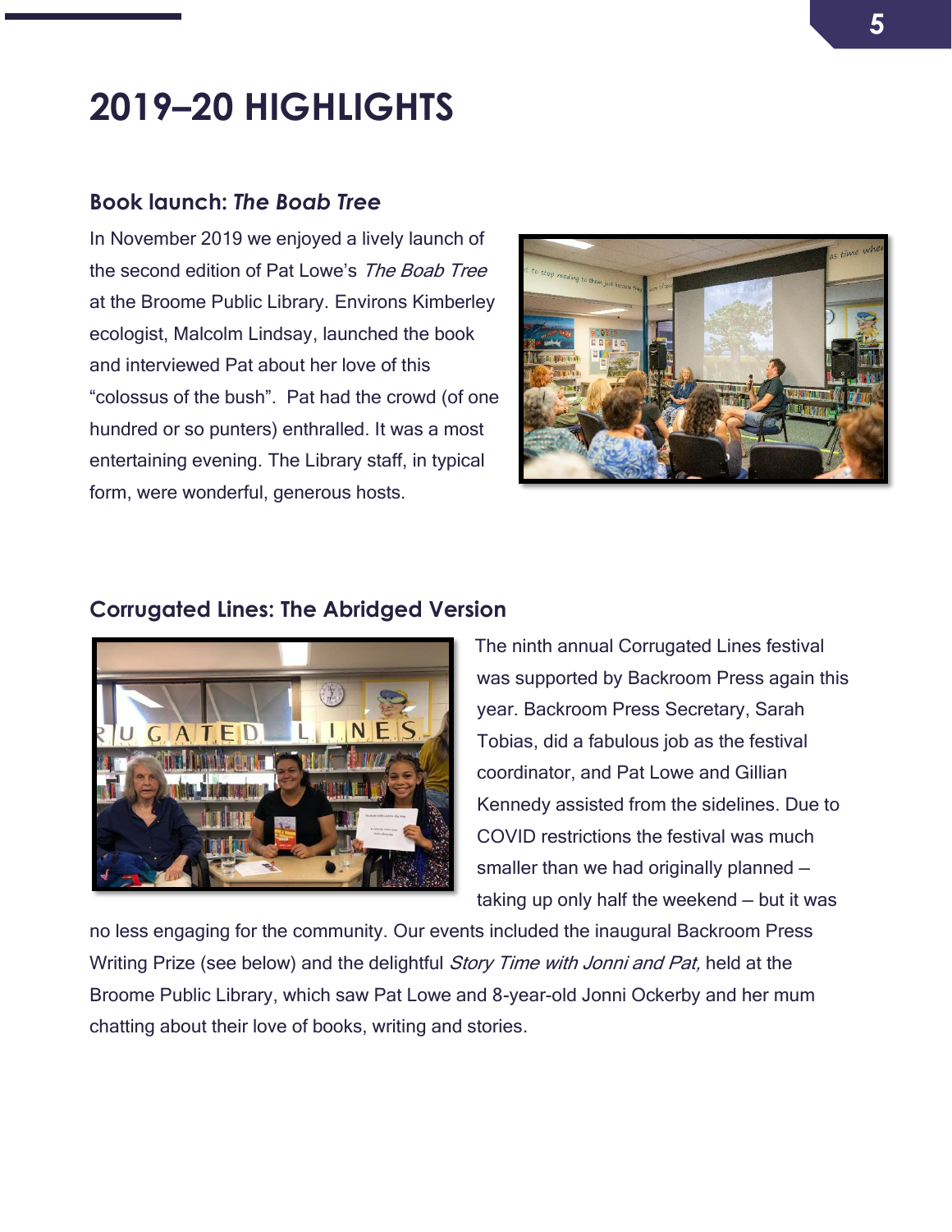# 2019–20 HIGHLIGHTS

## Book launch: *The Boab Tree*

In November 2019 we enjoyed a lively launch of the second edition of Pat Lowe's *The Boab Tree* at the Broome Public Library. Environs Kimberley ecologist, Malcolm Lindsay, launched the book and interviewed Pat about her love of this "colossus of the bush". Pat had the crowd (of one hundred or so punters) enthralled. It was a most entertaining evening. The Library staff, in typical form, were wonderful, generous hosts.

## Corrugated Lines: The Abridged Version

The ninth annual Corrugated Lines festival was supported by Backroom Press again this year. Backroom Press Secretary, Sarah Tobias, did a fabulous job as the festival coordinator, and Pat Lowe and Gillian Kennedy assisted from the sidelines. Due to COVID restrictions the festival was much smaller than we had originally planned – taking up only half the weekend – but it was no less engaging for the community. Our events included the inaugural Backroom Press Writing Prize (see below) and the delightful *Story Time with Jonni and Pat,* held at the Broome Public Library, which saw Pat Lowe and 8-year-old Jonni Ockerby and her mum chatting about their love of books, writing and stories.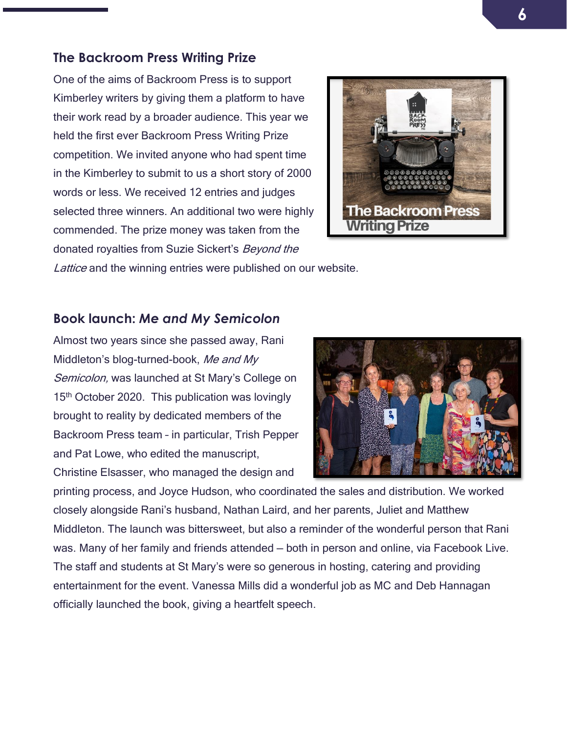## The Backroom Press Writing Prize

One of the aims of Backroom Press is to support Kimberley writers by giving them a platform to have their work read by a broader audience. This year we held the first ever Backroom Press Writing Prize competition. We invited anyone who had spent time in the Kimberley to submit to us a short story of 2000 words or less. We received 12 entries and judges selected three winners. An additional two were highly commended. The prize money was taken from the donated royalties from Suzie Sickert's *Beyond the Lattice* and the winning entries were published on our website.

## Book launch: *Me and My Semicolon*

Almost two years since she passed away, Rani Middleton's blog-turned-book, *Me and My Semicolon,* was launched at St Mary's College on 15th October 2020. This publication was lovingly brought to reality by dedicated members of the Backroom Press team – in particular, Trish Pepper and Pat Lowe, who edited the manuscript, Christine Elsasser, who managed the design and printing process, and Joyce Hudson, who coordinated the sales and distribution. We worked closely alongside Rani's husband, Nathan Laird, and her parents, Juliet and Matthew Middleton. The launch was bittersweet, but also a reminder of the wonderful person that Rani was. Many of her family and friends attended – both in person and online, via Facebook Live. The staff and students at St Mary's were so generous in hosting, catering and providing entertainment for the event. Vanessa Mills did a wonderful job as MC and Deb Hannagan officially launched the book, giving a heartfelt speech.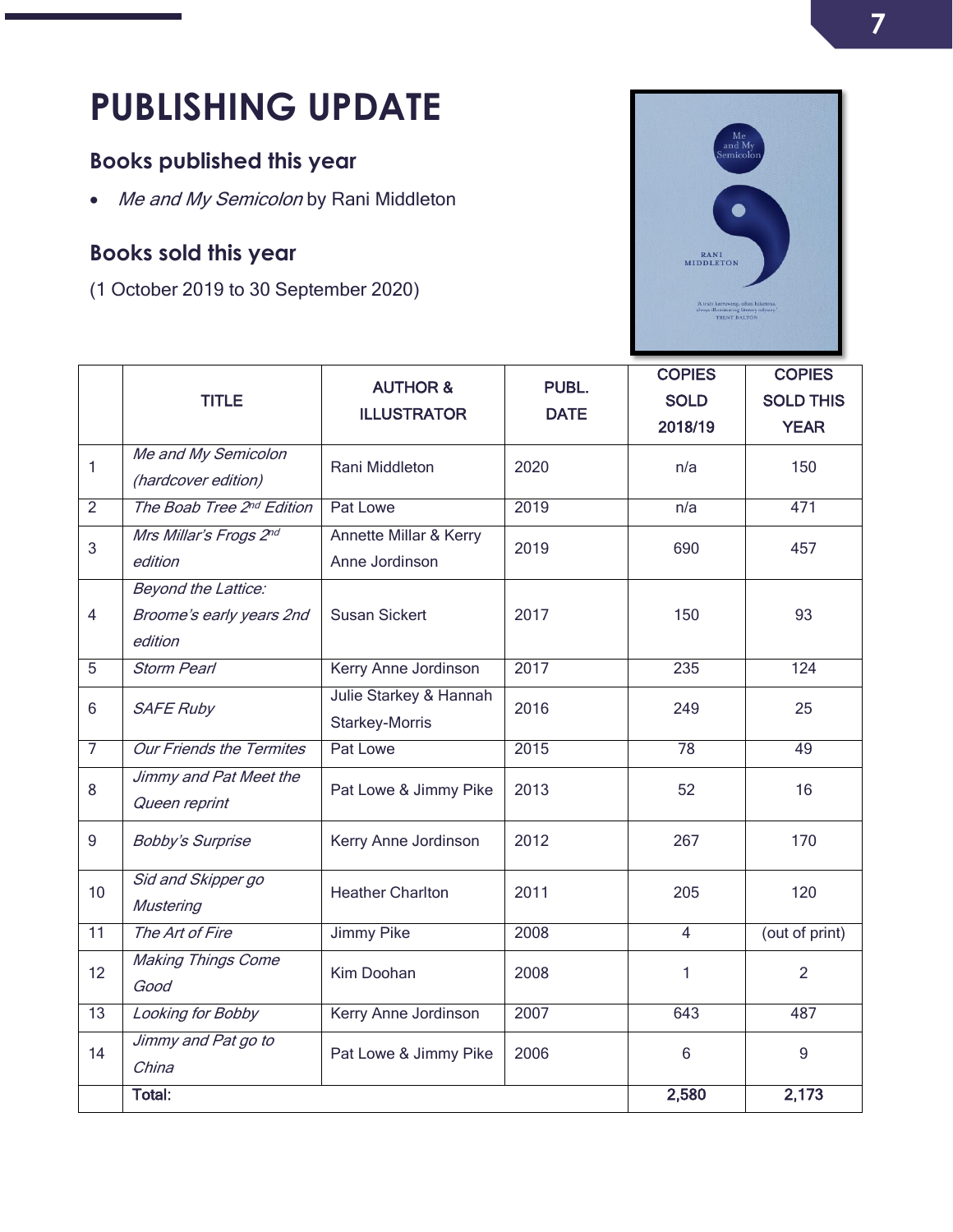# PUBLISHING UPDATE

## Books published this year

- *Me and My Semicolon* by Rani Middleton

## Books sold this year

(1 October 2019 to 30 September 2020)

| | TITLE | AUTHOR & ILLUSTRATOR | PUBL. DATE | COPIES SOLD 2018/19 | COPIES SOLD THIS YEAR |
|---|---|---|---|---|---|
| 1 | *Me and My Semicolon (hardcover edition)* | Rani Middleton | 2020 | n/a | 150 |
| 2 | *The Boab Tree 2nd Edition* | Pat Lowe | 2019 | n/a | 471 |
| 3 | *Mrs Millar's Frogs 2nd edition* | Annette Millar & Kerry Anne Jordinson | 2019 | 690 | 457 |
| 4 | *Beyond the Lattice: Broome's early years 2nd edition* | Susan Sickert | 2017 | 150 | 93 |
| 5 | *Storm Pearl* | Kerry Anne Jordinson | 2017 | 235 | 124 |
| 6 | *SAFE Ruby* | Julie Starkey & Hannah Starkey-Morris | 2016 | 249 | 25 |
| 7 | *Our Friends the Termites* | Pat Lowe | 2015 | 78 | 49 |
| 8 | *Jimmy and Pat Meet the Queen reprint* | Pat Lowe & Jimmy Pike | 2013 | 52 | 16 |
| 9 | *Bobby's Surprise* | Kerry Anne Jordinson | 2012 | 267 | 170 |
| 10 | *Sid and Skipper go Mustering* | Heather Charlton | 2011 | 205 | 120 |
| 11 | *The Art of Fire* | Jimmy Pike | 2008 | 4 | (out of print) |
| 12 | *Making Things Come Good* | Kim Doohan | 2008 | 1 | 2 |
| 13 | *Looking for Bobby* | Kerry Anne Jordinson | 2007 | 643 | 487 |
| 14 | *Jimmy and Pat go to China* | Pat Lowe & Jimmy Pike | 2006 | 6 | 9 |
| | **Total:** | | | **2,580** | **2,173** |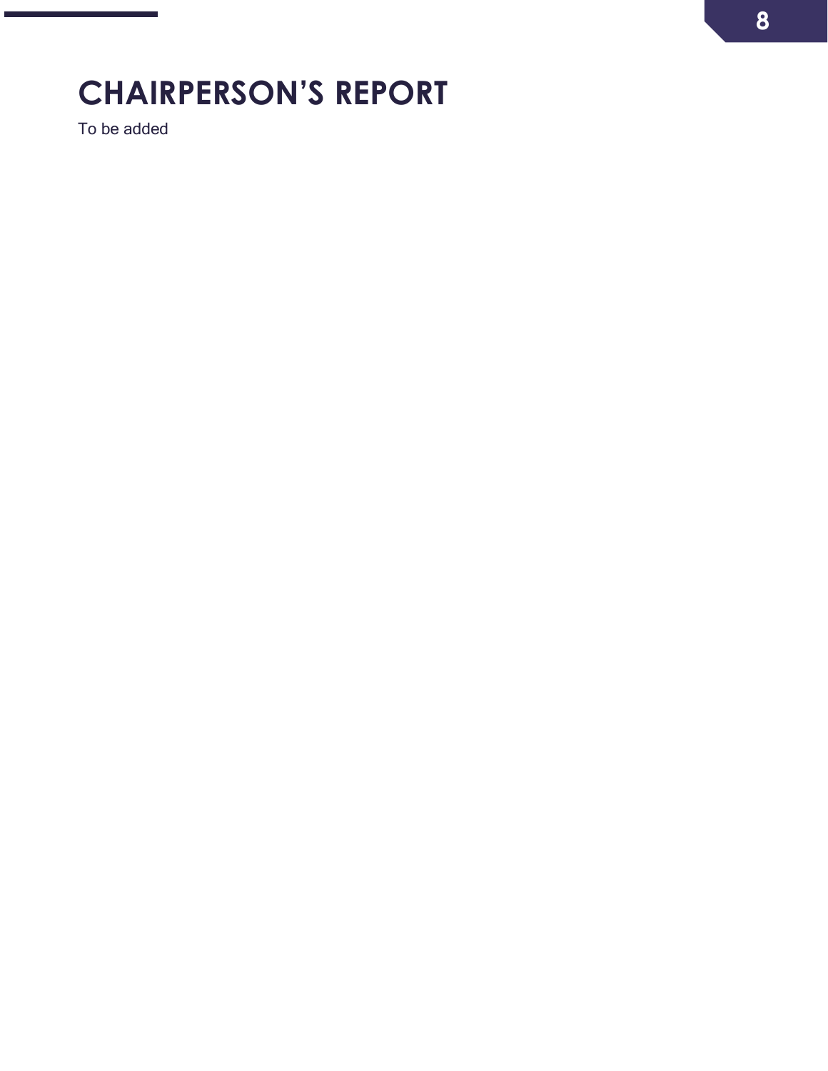# CHAIRPERSON’S REPORT

To be added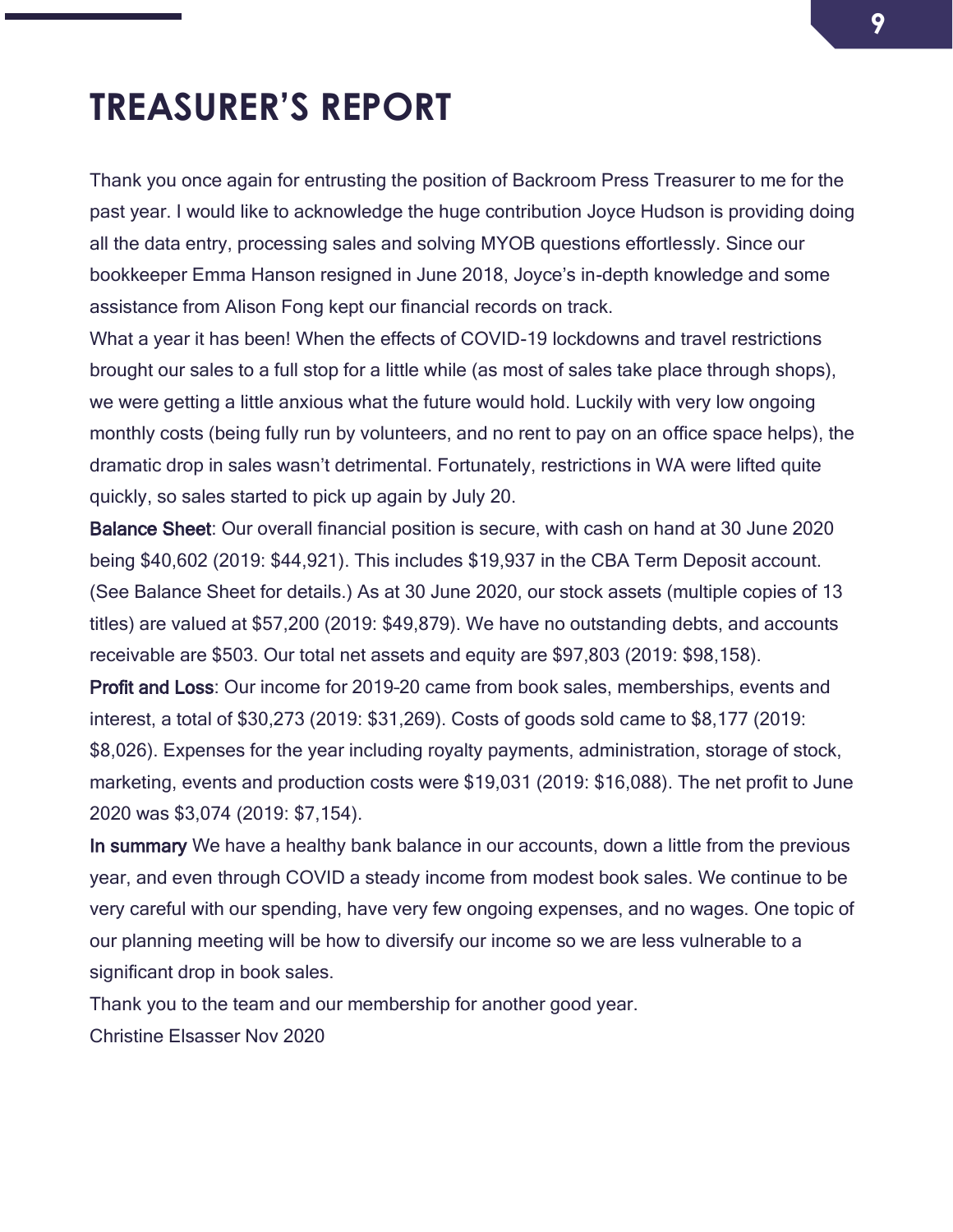# TREASURER'S REPORT

Thank you once again for entrusting the position of Backroom Press Treasurer to me for the past year. I would like to acknowledge the huge contribution Joyce Hudson is providing doing all the data entry, processing sales and solving MYOB questions effortlessly. Since our bookkeeper Emma Hanson resigned in June 2018, Joyce's in-depth knowledge and some assistance from Alison Fong kept our financial records on track.

What a year it has been! When the effects of COVID-19 lockdowns and travel restrictions brought our sales to a full stop for a little while (as most of sales take place through shops), we were getting a little anxious what the future would hold. Luckily with very low ongoing monthly costs (being fully run by volunteers, and no rent to pay on an office space helps), the dramatic drop in sales wasn't detrimental. Fortunately, restrictions in WA were lifted quite quickly, so sales started to pick up again by July 20.

**Balance Sheet**: Our overall financial position is secure, with cash on hand at 30 June 2020 being $40,602 (2019: $44,921). This includes $19,937 in the CBA Term Deposit account. (See Balance Sheet for details.) As at 30 June 2020, our stock assets (multiple copies of 13 titles) are valued at $57,200 (2019: $49,879). We have no outstanding debts, and accounts receivable are $503. Our total net assets and equity are $97,803 (2019: $98,158).

**Profit and Loss**: Our income for 2019–20 came from book sales, memberships, events and interest, a total of $30,273 (2019: $31,269). Costs of goods sold came to $8,177 (2019: $8,026). Expenses for the year including royalty payments, administration, storage of stock, marketing, events and production costs were $19,031 (2019: $16,088). The net profit to June 2020 was $3,074 (2019: $7,154).

**In summary** We have a healthy bank balance in our accounts, down a little from the previous year, and even through COVID a steady income from modest book sales. We continue to be very careful with our spending, have very few ongoing expenses, and no wages. One topic of our planning meeting will be how to diversify our income so we are less vulnerable to a significant drop in book sales.

Thank you to the team and our membership for another good year.

Christine Elsasser Nov 2020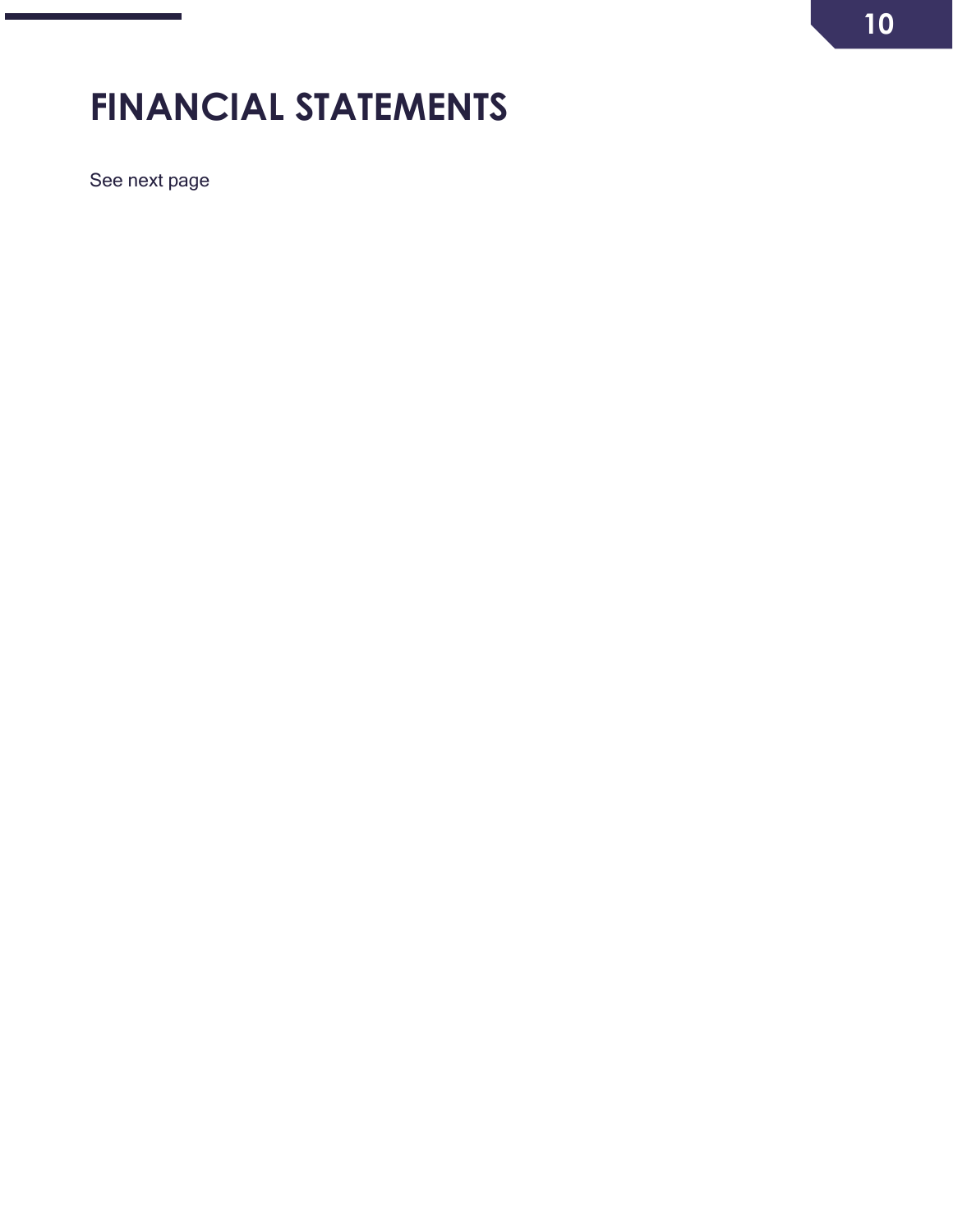# FINANCIAL STATEMENTS

See next page